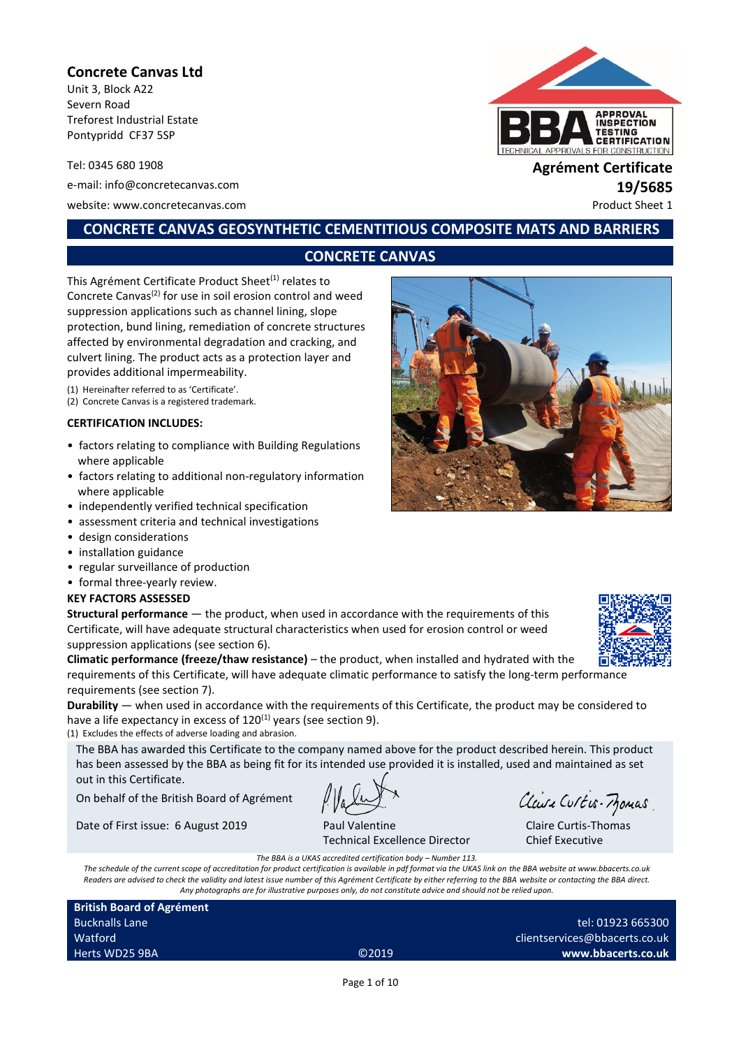**Concrete Canvas Ltd**
Unit 3, Block A22
Severn Road
Treforest Industrial Estate
Pontypridd CF37 5SP

Tel: 0345 680 1908
e-mail: info@concretecanvas.com
website: www.concretecanvas.com

**Agrément Certificate**
**19/5685**
Product Sheet 1

# CONCRETE CANVAS GEOSYNTHETIC CEMENTITIOUS COMPOSITE MATS AND BARRIERS

## CONCRETE CANVAS

This Agrément Certificate Product Sheet[1] relates to Concrete Canvas[2] for use in soil erosion control and weed suppression applications such as channel lining, slope protection, bund lining, remediation of concrete structures affected by environmental degradation and cracking, and culvert lining. The product acts as a protection layer and provides additional impermeability.

(1) Hereinafter referred to as 'Certificate'.
(2) Concrete Canvas is a registered trademark.

**CERTIFICATION INCLUDES:**

- factors relating to compliance with Building Regulations where applicable
- factors relating to additional non-regulatory information where applicable
- independently verified technical specification
- assessment criteria and technical investigations
- design considerations
- installation guidance
- regular surveillance of production
- formal three-yearly review.

**KEY FACTORS ASSESSED**

**Structural performance** — the product, when used in accordance with the requirements of this Certificate, will have adequate structural characteristics when used for erosion control or weed suppression applications (see section 6).

**Climatic performance (freeze/thaw resistance)** – the product, when installed and hydrated with the requirements of this Certificate, will have adequate climatic performance to satisfy the long-term performance requirements (see section 7).

**Durability** — when used in accordance with the requirements of this Certificate, the product may be considered to have a life expectancy in excess of 120[1] years (see section 9).

(1) Excludes the effects of adverse loading and abrasion.

The BBA has awarded this Certificate to the company named above for the product described herein. This product has been assessed by the BBA as being fit for its intended use provided it is installed, used and maintained as set out in this Certificate.

On behalf of the British Board of Agrément

Date of First issue: 6 August 2019

Paul Valentine
Technical Excellence Director

Claire Curtis-Thomas
Chief Executive

*The BBA is a UKAS accredited certification body – Number 113.*
*The schedule of the current scope of accreditation for product certification is available in pdf format via the UKAS link on the BBA website at www.bbacerts.co.uk*
*Readers are advised to check the validity and latest issue number of this Agrément Certificate by either referring to the BBA website or contacting the BBA direct.*
*Any photographs are for illustrative purposes only, do not constitute advice and should not be relied upon.*

**British Board of Agrément**
Bucknalls Lane
Watford
Herts WD25 9BA

©2019

tel: 01923 665300
clientservices@bbacerts.co.uk
**www.bbacerts.co.uk**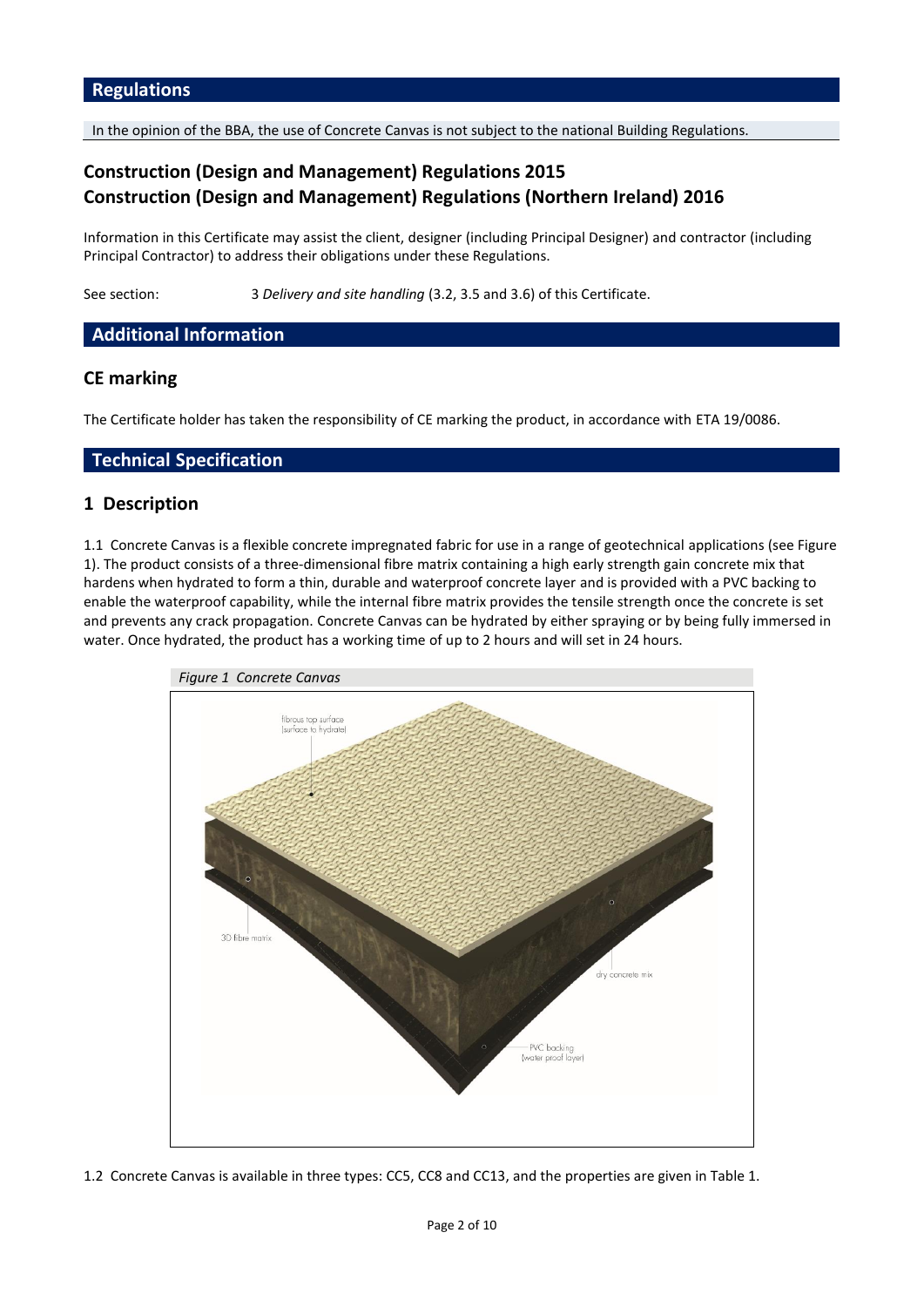## Regulations

In the opinion of the BBA, the use of Concrete Canvas is not subject to the national Building Regulations.

### Construction (Design and Management) Regulations 2015
### Construction (Design and Management) Regulations (Northern Ireland) 2016

Information in this Certificate may assist the client, designer (including Principal Designer) and contractor (including Principal Contractor) to address their obligations under these Regulations.

See section: 3 *Delivery and site handling* (3.2, 3.5 and 3.6) of this Certificate.

## Additional Information

### CE marking

The Certificate holder has taken the responsibility of CE marking the product, in accordance with ETA 19/0086.

## Technical Specification

### 1 Description

1.1 Concrete Canvas is a flexible concrete impregnated fabric for use in a range of geotechnical applications (see Figure 1). The product consists of a three-dimensional fibre matrix containing a high early strength gain concrete mix that hardens when hydrated to form a thin, durable and waterproof concrete layer and is provided with a PVC backing to enable the waterproof capability, while the internal fibre matrix provides the tensile strength once the concrete is set and prevents any crack propagation. Concrete Canvas can be hydrated by either spraying or by being fully immersed in water. Once hydrated, the product has a working time of up to 2 hours and will set in 24 hours.

*Figure 1 Concrete Canvas*

1.2 Concrete Canvas is available in three types: CC5, CC8 and CC13, and the properties are given in Table 1.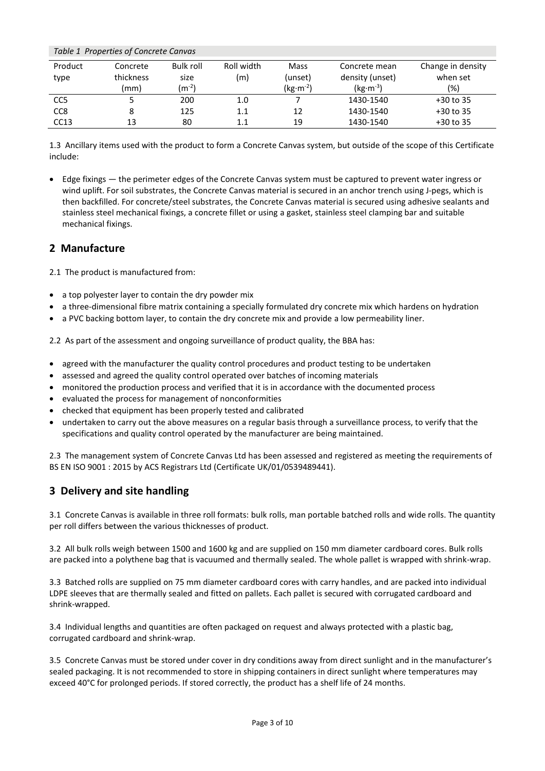*Table 1 Properties of Concrete Canvas*

| Product type | Concrete thickness (mm) | Bulk roll size ($m^{-2}$) | Roll width (m) | Mass (unset) ($kg \cdot m^{-2}$) | Concrete mean density (unset) ($kg \cdot m^{-3}$) | Change in density when set (%) |
|---|---|---|---|---|---|---|
| CC5 | 5 | 200 | 1.0 | 7 | 1430-1540 | +30 to 35 |
| CC8 | 8 | 125 | 1.1 | 12 | 1430-1540 | +30 to 35 |
| CC13 | 13 | 80 | 1.1 | 19 | 1430-1540 | +30 to 35 |

1.3 Ancillary items used with the product to form a Concrete Canvas system, but outside of the scope of this Certificate include:

- Edge fixings — the perimeter edges of the Concrete Canvas system must be captured to prevent water ingress or wind uplift. For soil substrates, the Concrete Canvas material is secured in an anchor trench using J-pegs, which is then backfilled. For concrete/steel substrates, the Concrete Canvas material is secured using adhesive sealants and stainless steel mechanical fixings, a concrete fillet or using a gasket, stainless steel clamping bar and suitable mechanical fixings.

## 2 Manufacture

2.1 The product is manufactured from:

- a top polyester layer to contain the dry powder mix
- a three-dimensional fibre matrix containing a specially formulated dry concrete mix which hardens on hydration
- a PVC backing bottom layer, to contain the dry concrete mix and provide a low permeability liner.

2.2 As part of the assessment and ongoing surveillance of product quality, the BBA has:

- agreed with the manufacturer the quality control procedures and product testing to be undertaken
- assessed and agreed the quality control operated over batches of incoming materials
- monitored the production process and verified that it is in accordance with the documented process
- evaluated the process for management of nonconformities
- checked that equipment has been properly tested and calibrated
- undertaken to carry out the above measures on a regular basis through a surveillance process, to verify that the specifications and quality control operated by the manufacturer are being maintained.

2.3 The management system of Concrete Canvas Ltd has been assessed and registered as meeting the requirements of BS EN ISO 9001 : 2015 by ACS Registrars Ltd (Certificate UK/01/0539489441).

## 3 Delivery and site handling

3.1 Concrete Canvas is available in three roll formats: bulk rolls, man portable batched rolls and wide rolls. The quantity per roll differs between the various thicknesses of product.

3.2 All bulk rolls weigh between 1500 and 1600 kg and are supplied on 150 mm diameter cardboard cores. Bulk rolls are packed into a polythene bag that is vacuumed and thermally sealed. The whole pallet is wrapped with shrink-wrap.

3.3 Batched rolls are supplied on 75 mm diameter cardboard cores with carry handles, and are packed into individual LDPE sleeves that are thermally sealed and fitted on pallets. Each pallet is secured with corrugated cardboard and shrink-wrapped.

3.4 Individual lengths and quantities are often packaged on request and always protected with a plastic bag, corrugated cardboard and shrink-wrap.

3.5 Concrete Canvas must be stored under cover in dry conditions away from direct sunlight and in the manufacturer's sealed packaging. It is not recommended to store in shipping containers in direct sunlight where temperatures may exceed 40°C for prolonged periods. If stored correctly, the product has a shelf life of 24 months.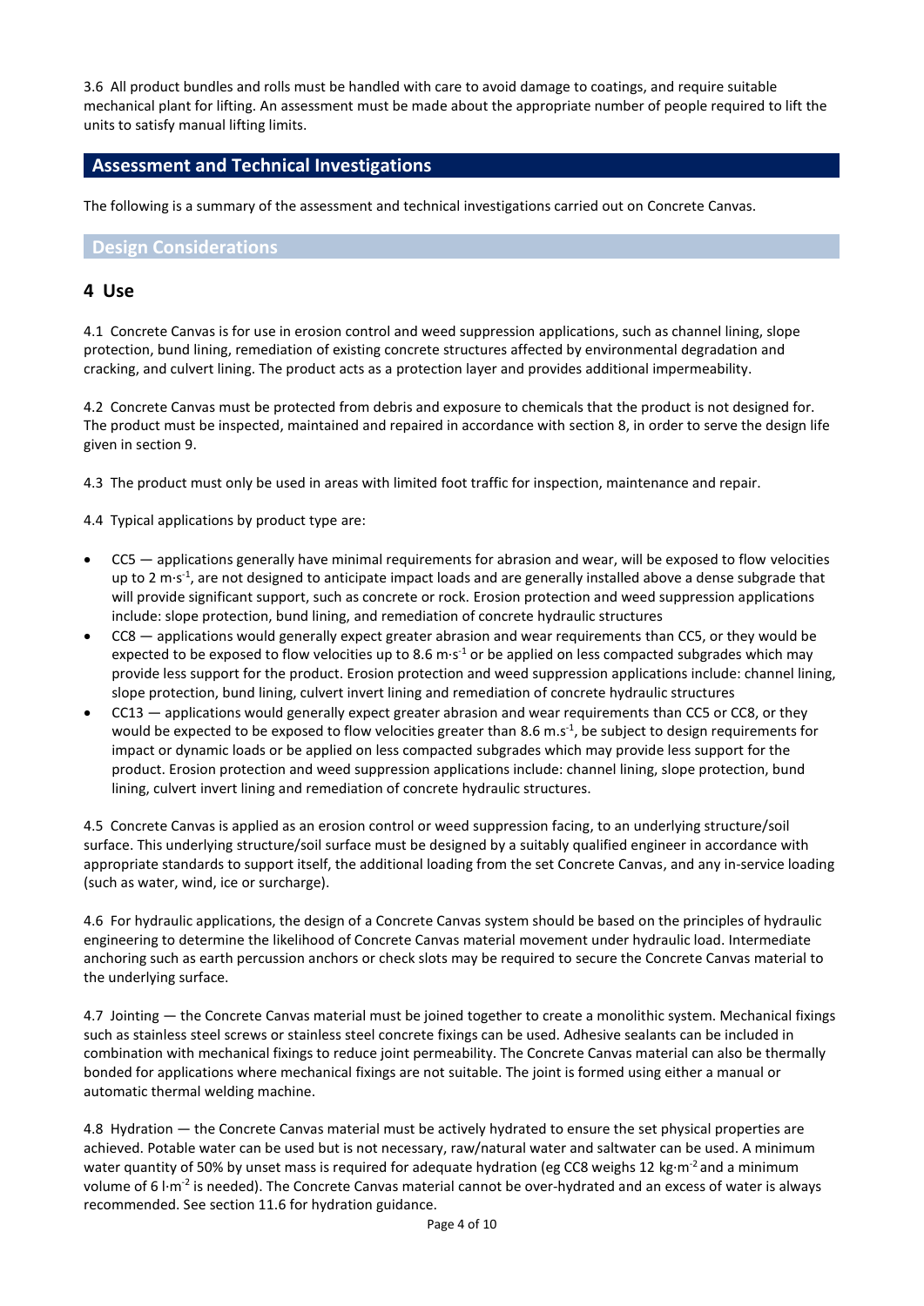3.6 All product bundles and rolls must be handled with care to avoid damage to coatings, and require suitable mechanical plant for lifting. An assessment must be made about the appropriate number of people required to lift the units to satisfy manual lifting limits.

## Assessment and Technical Investigations

The following is a summary of the assessment and technical investigations carried out on Concrete Canvas.

### Design Considerations

## 4 Use

4.1 Concrete Canvas is for use in erosion control and weed suppression applications, such as channel lining, slope protection, bund lining, remediation of existing concrete structures affected by environmental degradation and cracking, and culvert lining. The product acts as a protection layer and provides additional impermeability.

4.2 Concrete Canvas must be protected from debris and exposure to chemicals that the product is not designed for. The product must be inspected, maintained and repaired in accordance with section 8, in order to serve the design life given in section 9.

4.3 The product must only be used in areas with limited foot traffic for inspection, maintenance and repair.

4.4 Typical applications by product type are:

- CC5 — applications generally have minimal requirements for abrasion and wear, will be exposed to flow velocities up to 2 $m{\cdot}s^{-1}$, are not designed to anticipate impact loads and are generally installed above a dense subgrade that will provide significant support, such as concrete or rock. Erosion protection and weed suppression applications include: slope protection, bund lining, and remediation of concrete hydraulic structures
- CC8 — applications would generally expect greater abrasion and wear requirements than CC5, or they would be expected to be exposed to flow velocities up to 8.6 $m{\cdot}s^{-1}$ or be applied on less compacted subgrades which may provide less support for the product. Erosion protection and weed suppression applications include: channel lining, slope protection, bund lining, culvert invert lining and remediation of concrete hydraulic structures
- CC13 — applications would generally expect greater abrasion and wear requirements than CC5 or CC8, or they would be expected to be exposed to flow velocities greater than 8.6 $m.s^{-1}$, be subject to design requirements for impact or dynamic loads or be applied on less compacted subgrades which may provide less support for the product. Erosion protection and weed suppression applications include: channel lining, slope protection, bund lining, culvert invert lining and remediation of concrete hydraulic structures.

4.5 Concrete Canvas is applied as an erosion control or weed suppression facing, to an underlying structure/soil surface. This underlying structure/soil surface must be designed by a suitably qualified engineer in accordance with appropriate standards to support itself, the additional loading from the set Concrete Canvas, and any in-service loading (such as water, wind, ice or surcharge).

4.6 For hydraulic applications, the design of a Concrete Canvas system should be based on the principles of hydraulic engineering to determine the likelihood of Concrete Canvas material movement under hydraulic load. Intermediate anchoring such as earth percussion anchors or check slots may be required to secure the Concrete Canvas material to the underlying surface.

4.7 Jointing — the Concrete Canvas material must be joined together to create a monolithic system. Mechanical fixings such as stainless steel screws or stainless steel concrete fixings can be used. Adhesive sealants can be included in combination with mechanical fixings to reduce joint permeability. The Concrete Canvas material can also be thermally bonded for applications where mechanical fixings are not suitable. The joint is formed using either a manual or automatic thermal welding machine.

4.8 Hydration — the Concrete Canvas material must be actively hydrated to ensure the set physical properties are achieved. Potable water can be used but is not necessary, raw/natural water and saltwater can be used. A minimum water quantity of 50% by unset mass is required for adequate hydration (eg CC8 weighs 12 $kg{\cdot}m^{-2}$ and a minimum volume of 6 $l{\cdot}m^{-2}$ is needed). The Concrete Canvas material cannot be over-hydrated and an excess of water is always recommended. See section 11.6 for hydration guidance.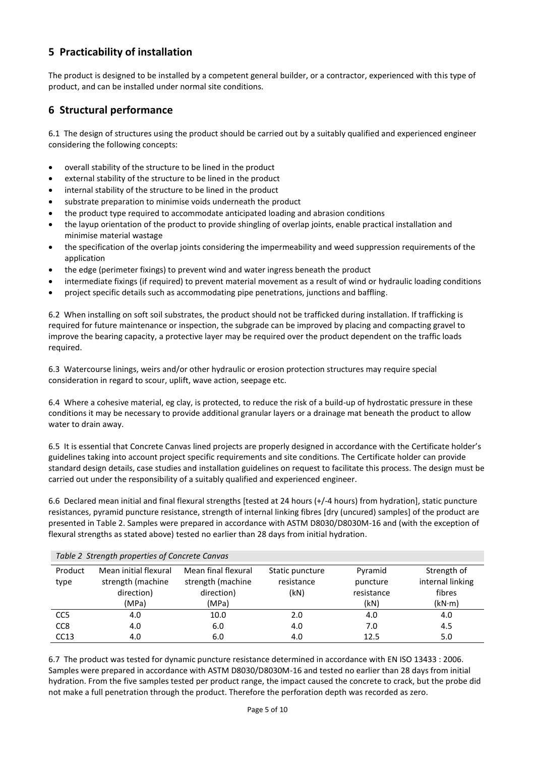## 5 Practicability of installation

The product is designed to be installed by a competent general builder, or a contractor, experienced with this type of product, and can be installed under normal site conditions.

## 6 Structural performance

6.1 The design of structures using the product should be carried out by a suitably qualified and experienced engineer considering the following concepts:

- overall stability of the structure to be lined in the product
- external stability of the structure to be lined in the product
- internal stability of the structure to be lined in the product
- substrate preparation to minimise voids underneath the product
- the product type required to accommodate anticipated loading and abrasion conditions
- the layup orientation of the product to provide shingling of overlap joints, enable practical installation and minimise material wastage
- the specification of the overlap joints considering the impermeability and weed suppression requirements of the application
- the edge (perimeter fixings) to prevent wind and water ingress beneath the product
- intermediate fixings (if required) to prevent material movement as a result of wind or hydraulic loading conditions
- project specific details such as accommodating pipe penetrations, junctions and baffling.

6.2 When installing on soft soil substrates, the product should not be trafficked during installation. If trafficking is required for future maintenance or inspection, the subgrade can be improved by placing and compacting gravel to improve the bearing capacity, a protective layer may be required over the product dependent on the traffic loads required.

6.3 Watercourse linings, weirs and/or other hydraulic or erosion protection structures may require special consideration in regard to scour, uplift, wave action, seepage etc.

6.4 Where a cohesive material, eg clay, is protected, to reduce the risk of a build-up of hydrostatic pressure in these conditions it may be necessary to provide additional granular layers or a drainage mat beneath the product to allow water to drain away.

6.5 It is essential that Concrete Canvas lined projects are properly designed in accordance with the Certificate holder's guidelines taking into account project specific requirements and site conditions. The Certificate holder can provide standard design details, case studies and installation guidelines on request to facilitate this process. The design must be carried out under the responsibility of a suitably qualified and experienced engineer.

6.6 Declared mean initial and final flexural strengths [tested at 24 hours (+/-4 hours) from hydration], static puncture resistances, pyramid puncture resistance, strength of internal linking fibres [dry (uncured) samples] of the product are presented in Table 2. Samples were prepared in accordance with ASTM D8030/D8030M-16 and (with the exception of flexural strengths as stated above) tested no earlier than 28 days from initial hydration.

*Table 2 Strength properties of Concrete Canvas*

| Product type | Mean initial flexural strength (machine direction) (MPa) | Mean final flexural strength (machine direction) (MPa) | Static puncture resistance (kN) | Pyramid puncture resistance (kN) | Strength of internal linking fibres (kN·m) |
|---|---|---|---|---|---|
| CC5 | 4.0 | 10.0 | 2.0 | 4.0 | 4.0 |
| CC8 | 4.0 | 6.0 | 4.0 | 7.0 | 4.5 |
| CC13 | 4.0 | 6.0 | 4.0 | 12.5 | 5.0 |

6.7 The product was tested for dynamic puncture resistance determined in accordance with EN ISO 13433 : 2006. Samples were prepared in accordance with ASTM D8030/D8030M-16 and tested no earlier than 28 days from initial hydration. From the five samples tested per product range, the impact caused the concrete to crack, but the probe did not make a full penetration through the product. Therefore the perforation depth was recorded as zero.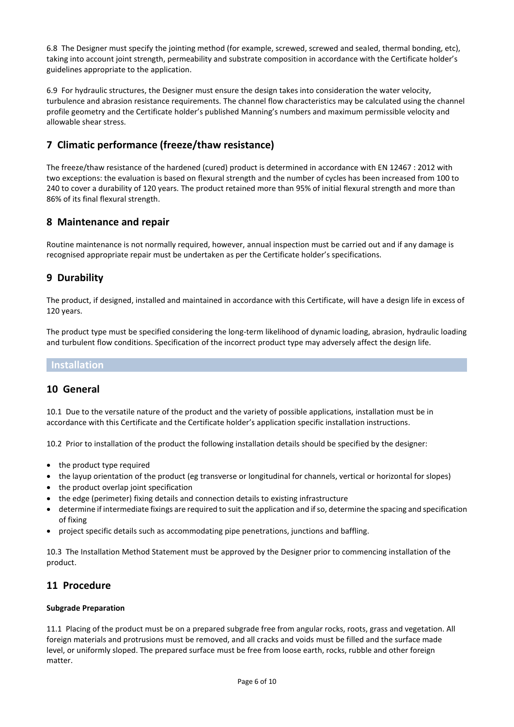6.8 The Designer must specify the jointing method (for example, screwed, screwed and sealed, thermal bonding, etc), taking into account joint strength, permeability and substrate composition in accordance with the Certificate holder's guidelines appropriate to the application.

6.9 For hydraulic structures, the Designer must ensure the design takes into consideration the water velocity, turbulence and abrasion resistance requirements. The channel flow characteristics may be calculated using the channel profile geometry and the Certificate holder's published Manning's numbers and maximum permissible velocity and allowable shear stress.

## 7 Climatic performance (freeze/thaw resistance)

The freeze/thaw resistance of the hardened (cured) product is determined in accordance with EN 12467 : 2012 with two exceptions: the evaluation is based on flexural strength and the number of cycles has been increased from 100 to 240 to cover a durability of 120 years. The product retained more than 95% of initial flexural strength and more than 86% of its final flexural strength.

## 8 Maintenance and repair

Routine maintenance is not normally required, however, annual inspection must be carried out and if any damage is recognised appropriate repair must be undertaken as per the Certificate holder's specifications.

## 9 Durability

The product, if designed, installed and maintained in accordance with this Certificate, will have a design life in excess of 120 years.

The product type must be specified considering the long-term likelihood of dynamic loading, abrasion, hydraulic loading and turbulent flow conditions. Specification of the incorrect product type may adversely affect the design life.

# Installation

## 10 General

10.1 Due to the versatile nature of the product and the variety of possible applications, installation must be in accordance with this Certificate and the Certificate holder's application specific installation instructions.

10.2 Prior to installation of the product the following installation details should be specified by the designer:

- the product type required
- the layup orientation of the product (eg transverse or longitudinal for channels, vertical or horizontal for slopes)
- the product overlap joint specification
- the edge (perimeter) fixing details and connection details to existing infrastructure
- determine if intermediate fixings are required to suit the application and if so, determine the spacing and specification of fixing
- project specific details such as accommodating pipe penetrations, junctions and baffling.

10.3 The Installation Method Statement must be approved by the Designer prior to commencing installation of the product.

## 11 Procedure

**Subgrade Preparation**

11.1 Placing of the product must be on a prepared subgrade free from angular rocks, roots, grass and vegetation. All foreign materials and protrusions must be removed, and all cracks and voids must be filled and the surface made level, or uniformly sloped. The prepared surface must be free from loose earth, rocks, rubble and other foreign matter.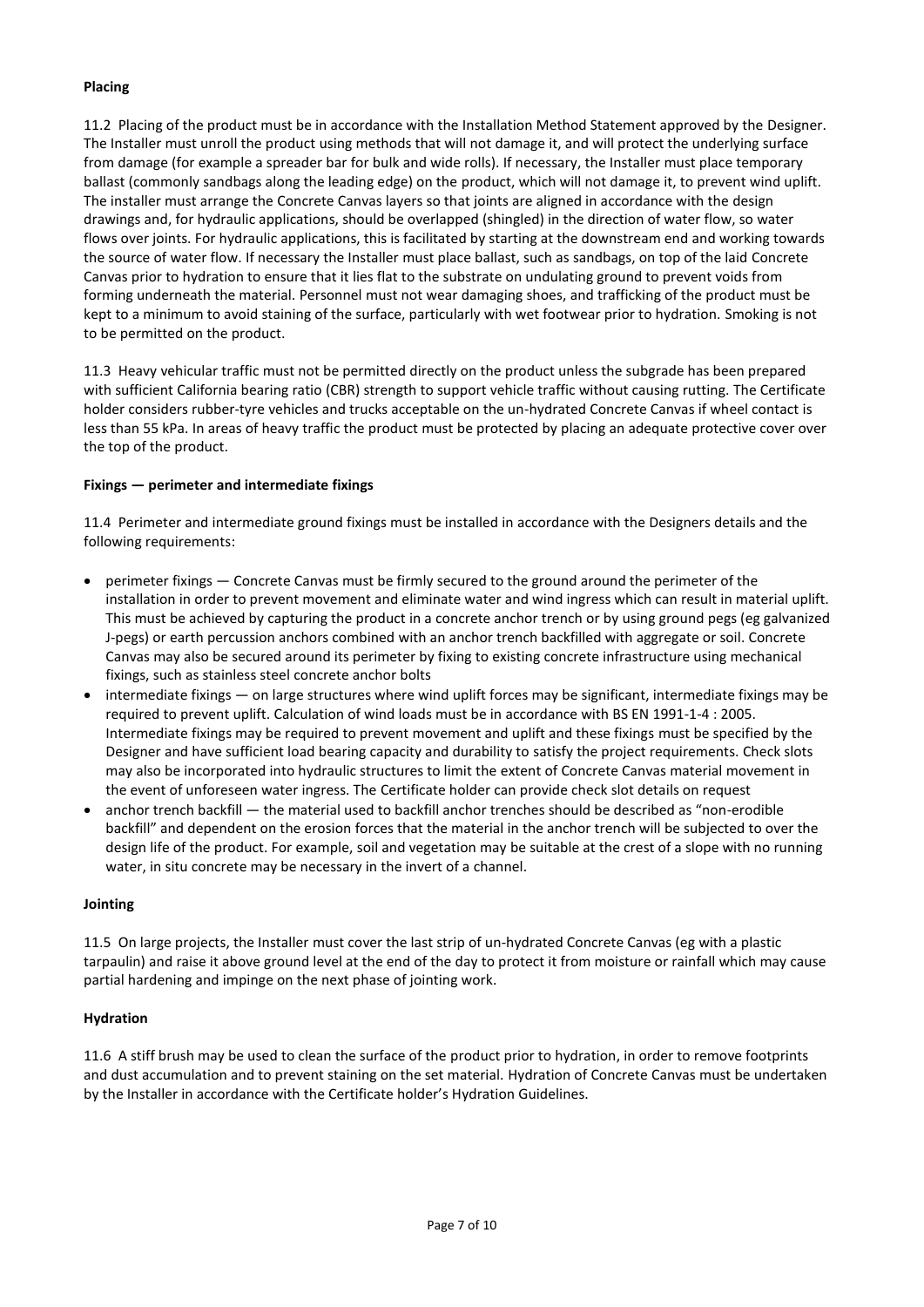**Placing**

11.2 Placing of the product must be in accordance with the Installation Method Statement approved by the Designer. The Installer must unroll the product using methods that will not damage it, and will protect the underlying surface from damage (for example a spreader bar for bulk and wide rolls). If necessary, the Installer must place temporary ballast (commonly sandbags along the leading edge) on the product, which will not damage it, to prevent wind uplift. The installer must arrange the Concrete Canvas layers so that joints are aligned in accordance with the design drawings and, for hydraulic applications, should be overlapped (shingled) in the direction of water flow, so water flows over joints. For hydraulic applications, this is facilitated by starting at the downstream end and working towards the source of water flow. If necessary the Installer must place ballast, such as sandbags, on top of the laid Concrete Canvas prior to hydration to ensure that it lies flat to the substrate on undulating ground to prevent voids from forming underneath the material. Personnel must not wear damaging shoes, and trafficking of the product must be kept to a minimum to avoid staining of the surface, particularly with wet footwear prior to hydration. Smoking is not to be permitted on the product.

11.3 Heavy vehicular traffic must not be permitted directly on the product unless the subgrade has been prepared with sufficient California bearing ratio (CBR) strength to support vehicle traffic without causing rutting. The Certificate holder considers rubber-tyre vehicles and trucks acceptable on the un-hydrated Concrete Canvas if wheel contact is less than 55 kPa. In areas of heavy traffic the product must be protected by placing an adequate protective cover over the top of the product.

**Fixings — perimeter and intermediate fixings**

11.4 Perimeter and intermediate ground fixings must be installed in accordance with the Designers details and the following requirements:

- perimeter fixings — Concrete Canvas must be firmly secured to the ground around the perimeter of the installation in order to prevent movement and eliminate water and wind ingress which can result in material uplift. This must be achieved by capturing the product in a concrete anchor trench or by using ground pegs (eg galvanized J-pegs) or earth percussion anchors combined with an anchor trench backfilled with aggregate or soil. Concrete Canvas may also be secured around its perimeter by fixing to existing concrete infrastructure using mechanical fixings, such as stainless steel concrete anchor bolts
- intermediate fixings — on large structures where wind uplift forces may be significant, intermediate fixings may be required to prevent uplift. Calculation of wind loads must be in accordance with BS EN 1991-1-4 : 2005. Intermediate fixings may be required to prevent movement and uplift and these fixings must be specified by the Designer and have sufficient load bearing capacity and durability to satisfy the project requirements. Check slots may also be incorporated into hydraulic structures to limit the extent of Concrete Canvas material movement in the event of unforeseen water ingress. The Certificate holder can provide check slot details on request
- anchor trench backfill — the material used to backfill anchor trenches should be described as "non-erodible backfill" and dependent on the erosion forces that the material in the anchor trench will be subjected to over the design life of the product. For example, soil and vegetation may be suitable at the crest of a slope with no running water, in situ concrete may be necessary in the invert of a channel.

**Jointing**

11.5 On large projects, the Installer must cover the last strip of un-hydrated Concrete Canvas (eg with a plastic tarpaulin) and raise it above ground level at the end of the day to protect it from moisture or rainfall which may cause partial hardening and impinge on the next phase of jointing work.

**Hydration**

11.6 A stiff brush may be used to clean the surface of the product prior to hydration, in order to remove footprints and dust accumulation and to prevent staining on the set material. Hydration of Concrete Canvas must be undertaken by the Installer in accordance with the Certificate holder's Hydration Guidelines.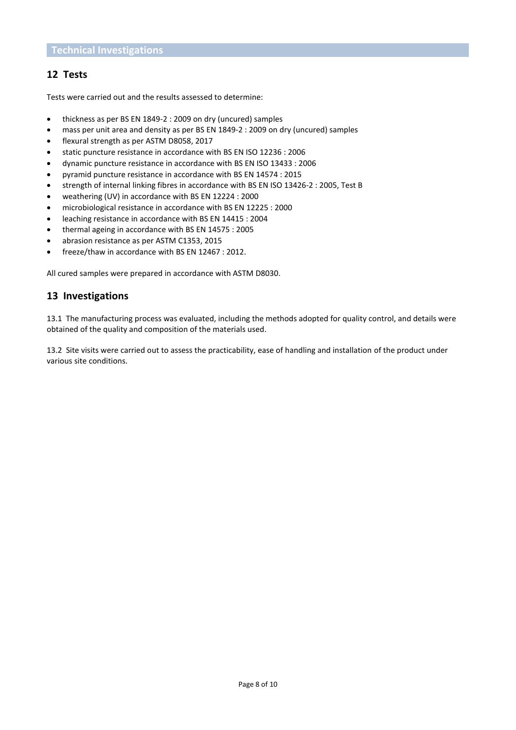## Technical Investigations

## 12 Tests

Tests were carried out and the results assessed to determine:

- thickness as per BS EN 1849-2 : 2009 on dry (uncured) samples
- mass per unit area and density as per BS EN 1849-2 : 2009 on dry (uncured) samples
- flexural strength as per ASTM D8058, 2017
- static puncture resistance in accordance with BS EN ISO 12236 : 2006
- dynamic puncture resistance in accordance with BS EN ISO 13433 : 2006
- pyramid puncture resistance in accordance with BS EN 14574 : 2015
- strength of internal linking fibres in accordance with BS EN ISO 13426-2 : 2005, Test B
- weathering (UV) in accordance with BS EN 12224 : 2000
- microbiological resistance in accordance with BS EN 12225 : 2000
- leaching resistance in accordance with BS EN 14415 : 2004
- thermal ageing in accordance with BS EN 14575 : 2005
- abrasion resistance as per ASTM C1353, 2015
- freeze/thaw in accordance with BS EN 12467 : 2012.

All cured samples were prepared in accordance with ASTM D8030.

## 13 Investigations

13.1 The manufacturing process was evaluated, including the methods adopted for quality control, and details were obtained of the quality and composition of the materials used.

13.2 Site visits were carried out to assess the practicability, ease of handling and installation of the product under various site conditions.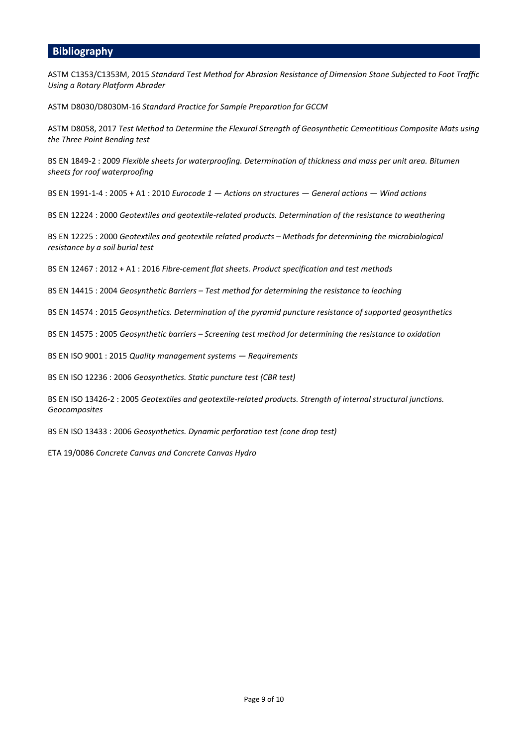## Bibliography

ASTM C1353/C1353M, 2015 *Standard Test Method for Abrasion Resistance of Dimension Stone Subjected to Foot Traffic Using a Rotary Platform Abrader*

ASTM D8030/D8030M-16 *Standard Practice for Sample Preparation for GCCM*

ASTM D8058, 2017 *Test Method to Determine the Flexural Strength of Geosynthetic Cementitious Composite Mats using the Three Point Bending test*

BS EN 1849-2 : 2009 *Flexible sheets for waterproofing. Determination of thickness and mass per unit area. Bitumen sheets for roof waterproofing*

BS EN 1991-1-4 : 2005 + A1 : 2010 *Eurocode 1 — Actions on structures — General actions — Wind actions*

BS EN 12224 : 2000 *Geotextiles and geotextile-related products. Determination of the resistance to weathering*

BS EN 12225 : 2000 *Geotextiles and geotextile related products – Methods for determining the microbiological resistance by a soil burial test*

BS EN 12467 : 2012 + A1 : 2016 *Fibre-cement flat sheets. Product specification and test methods*

BS EN 14415 : 2004 *Geosynthetic Barriers – Test method for determining the resistance to leaching*

BS EN 14574 : 2015 *Geosynthetics. Determination of the pyramid puncture resistance of supported geosynthetics*

BS EN 14575 : 2005 *Geosynthetic barriers – Screening test method for determining the resistance to oxidation*

BS EN ISO 9001 : 2015 *Quality management systems — Requirements*

BS EN ISO 12236 : 2006 *Geosynthetics. Static puncture test (CBR test)*

BS EN ISO 13426-2 : 2005 *Geotextiles and geotextile-related products. Strength of internal structural junctions. Geocomposites*

BS EN ISO 13433 : 2006 *Geosynthetics. Dynamic perforation test (cone drop test)*

ETA 19/0086 *Concrete Canvas and Concrete Canvas Hydro*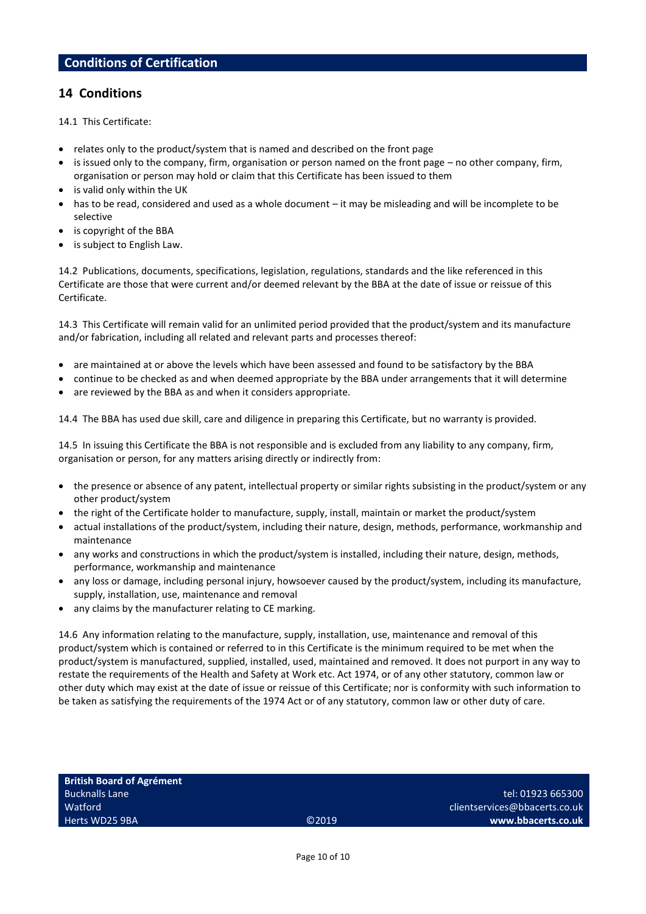## Conditions of Certification

### 14 Conditions

14.1 This Certificate:

- relates only to the product/system that is named and described on the front page
- is issued only to the company, firm, organisation or person named on the front page – no other company, firm, organisation or person may hold or claim that this Certificate has been issued to them
- is valid only within the UK
- has to be read, considered and used as a whole document – it may be misleading and will be incomplete to be selective
- is copyright of the BBA
- is subject to English Law.

14.2 Publications, documents, specifications, legislation, regulations, standards and the like referenced in this Certificate are those that were current and/or deemed relevant by the BBA at the date of issue or reissue of this Certificate.

14.3 This Certificate will remain valid for an unlimited period provided that the product/system and its manufacture and/or fabrication, including all related and relevant parts and processes thereof:

- are maintained at or above the levels which have been assessed and found to be satisfactory by the BBA
- continue to be checked as and when deemed appropriate by the BBA under arrangements that it will determine
- are reviewed by the BBA as and when it considers appropriate.

14.4 The BBA has used due skill, care and diligence in preparing this Certificate, but no warranty is provided.

14.5 In issuing this Certificate the BBA is not responsible and is excluded from any liability to any company, firm, organisation or person, for any matters arising directly or indirectly from:

- the presence or absence of any patent, intellectual property or similar rights subsisting in the product/system or any other product/system
- the right of the Certificate holder to manufacture, supply, install, maintain or market the product/system
- actual installations of the product/system, including their nature, design, methods, performance, workmanship and maintenance
- any works and constructions in which the product/system is installed, including their nature, design, methods, performance, workmanship and maintenance
- any loss or damage, including personal injury, howsoever caused by the product/system, including its manufacture, supply, installation, use, maintenance and removal
- any claims by the manufacturer relating to CE marking.

14.6 Any information relating to the manufacture, supply, installation, use, maintenance and removal of this product/system which is contained or referred to in this Certificate is the minimum required to be met when the product/system is manufactured, supplied, installed, used, maintained and removed. It does not purport in any way to restate the requirements of the Health and Safety at Work etc. Act 1974, or of any other statutory, common law or other duty which may exist at the date of issue or reissue of this Certificate; nor is conformity with such information to be taken as satisfying the requirements of the 1974 Act or of any statutory, common law or other duty of care.

**British Board of Agrément**
Bucknalls Lane
Watford
Herts WD25 9BA

©2019

tel: 01923 665300
clientservices@bbacerts.co.uk
**www.bbacerts.co.uk**